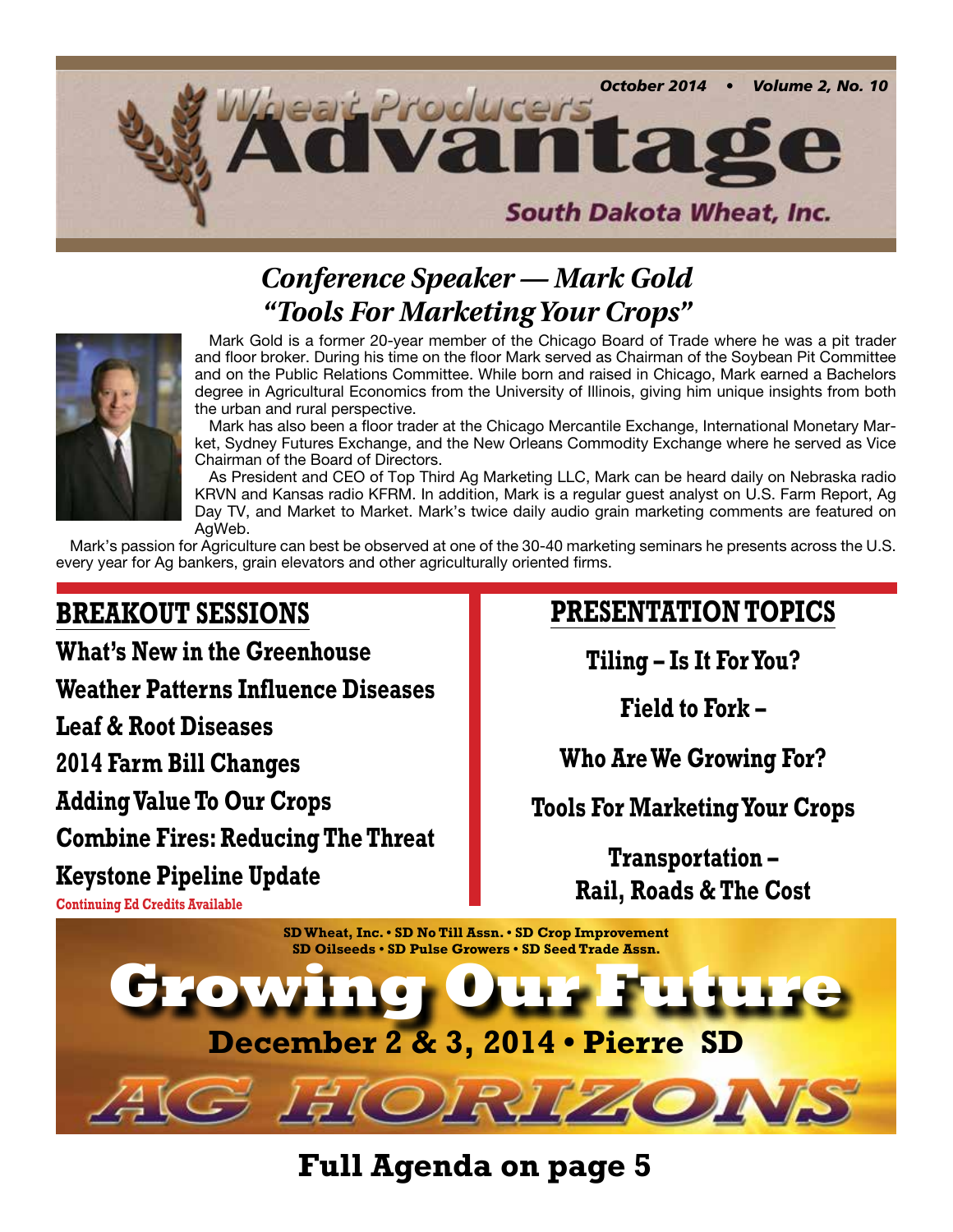# Wheat Producers Advantage

*October 2014 • Volume 2, No. 10*

**South Dakota Wheat, Inc.**

## *Conference Speaker — Mark Gold*
## *"Tools For Marketing Your Crops"*

Mark Gold is a former 20-year member of the Chicago Board of Trade where he was a pit trader and floor broker. During his time on the floor Mark served as Chairman of the Soybean Pit Committee and on the Public Relations Committee. While born and raised in Chicago, Mark earned a Bachelors degree in Agricultural Economics from the University of Illinois, giving him unique insights from both the urban and rural perspective.

Mark has also been a floor trader at the Chicago Mercantile Exchange, International Monetary Market, Sydney Futures Exchange, and the New Orleans Commodity Exchange where he served as Vice Chairman of the Board of Directors.

As President and CEO of Top Third Ag Marketing LLC, Mark can be heard daily on Nebraska radio KRVN and Kansas radio KFRM. In addition, Mark is a regular guest analyst on U.S. Farm Report, Ag Day TV, and Market to Market. Mark's twice daily audio grain marketing comments are featured on AgWeb.

Mark's passion for Agriculture can best be observed at one of the 30-40 marketing seminars he presents across the U.S. every year for Ag bankers, grain elevators and other agriculturally oriented firms.

## BREAKOUT SESSIONS

**What's New in the Greenhouse**

**Weather Patterns Influence Diseases**

**Leaf & Root Diseases**

**2014 Farm Bill Changes**

**Adding Value To Our Crops**

**Combine Fires: Reducing The Threat**

**Keystone Pipeline Update**

**Continuing Ed Credits Available**

## PRESENTATION TOPICS

**Tiling – Is It For You?**

**Field to Fork –**

**Who Are We Growing For?**

**Tools For Marketing Your Crops**

**Transportation – Rail, Roads & The Cost**

**SD Wheat, Inc. • SD No Till Assn. • SD Crop Improvement**
**SD Oilseeds • SD Pulse Growers • SD Seed Trade Assn.**

# Growing Our Future

**December 2 & 3, 2014 • Pierre SD**

# AG HORIZONS

## Full Agenda on page 5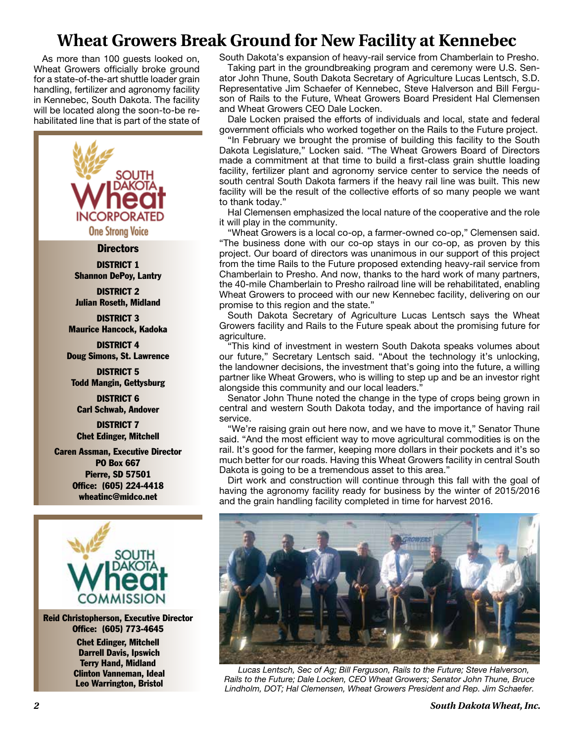# Wheat Growers Break Ground for New Facility at Kennebec

As more than 100 guests looked on, Wheat Growers officially broke ground for a state-of-the-art shuttle loader grain handling, fertilizer and agronomy facility in Kennebec, South Dakota. The facility will be located along the soon-to-be rehabilitated line that is part of the state of South Dakota's expansion of heavy-rail service from Chamberlain to Presho.

Taking part in the groundbreaking program and ceremony were U.S. Senator John Thune, South Dakota Secretary of Agriculture Lucas Lentsch, S.D. Representative Jim Schaefer of Kennebec, Steve Halverson and Bill Ferguson of Rails to the Future, Wheat Growers Board President Hal Clemensen and Wheat Growers CEO Dale Locken.

Dale Locken praised the efforts of individuals and local, state and federal government officials who worked together on the Rails to the Future project.

"In February we brought the promise of building this facility to the South Dakota Legislature," Locken said. "The Wheat Growers Board of Directors made a commitment at that time to build a first-class grain shuttle loading facility, fertilizer plant and agronomy service center to service the needs of south central South Dakota farmers if the heavy rail line was built. This new facility will be the result of the collective efforts of so many people we want to thank today."

Hal Clemensen emphasized the local nature of the cooperative and the role it will play in the community.

"Wheat Growers is a local co-op, a farmer-owned co-op," Clemensen said. "The business done with our co-op stays in our co-op, as proven by this project. Our board of directors was unanimous in our support of this project from the time Rails to the Future proposed extending heavy-rail service from Chamberlain to Presho. And now, thanks to the hard work of many partners, the 40-mile Chamberlain to Presho railroad line will be rehabilitated, enabling Wheat Growers to proceed with our new Kennebec facility, delivering on our promise to this region and the state."

South Dakota Secretary of Agriculture Lucas Lentsch says the Wheat Growers facility and Rails to the Future speak about the promising future for agriculture.

"This kind of investment in western South Dakota speaks volumes about our future," Secretary Lentsch said. "About the technology it's unlocking, the landowner decisions, the investment that's going into the future, a willing partner like Wheat Growers, who is willing to step up and be an investor right alongside this community and our local leaders."

Senator John Thune noted the change in the type of crops being grown in central and western South Dakota today, and the importance of having rail service.

"We're raising grain out here now, and we have to move it," Senator Thune said. "And the most efficient way to move agricultural commodities is on the rail. It's good for the farmer, keeping more dollars in their pockets and it's so much better for our roads. Having this Wheat Growers facility in central South Dakota is going to be a tremendous asset to this area."

Dirt work and construction will continue through this fall with the goal of having the agronomy facility ready for business by the winter of 2015/2016 and the grain handling facility completed in time for harvest 2016.

*Lucas Lentsch, Sec of Ag; Bill Ferguson, Rails to the Future; Steve Halverson, Rails to the Future; Dale Locken, CEO Wheat Growers; Senator John Thune, Bruce Lindholm, DOT; Hal Clemensen, Wheat Growers President and Rep. Jim Schaefer.*

---

**SOUTH DAKOTA Wheat INCORPORATED**
**One Strong Voice**

**Directors**

**DISTRICT 1**
**Shannon DePoy, Lantry**

**DISTRICT 2**
**Julian Roseth, Midland**

**DISTRICT 3**
**Maurice Hancock, Kadoka**

**DISTRICT 4**
**Doug Simons, St. Lawrence**

**DISTRICT 5**
**Todd Mangin, Gettysburg**

**DISTRICT 6**
**Carl Schwab, Andover**

**DISTRICT 7**
**Chet Edinger, Mitchell**

**Caren Assman, Executive Director**
**PO Box 667**
**Pierre, SD 57501**
**Office: (605) 224-4418**
**wheatinc@midco.net**

---

**SOUTH DAKOTA Wheat COMMISSION**

**Reid Christopherson, Executive Director**
**Office: (605) 773-4645**

**Chet Edinger, Mitchell**
**Darrell Davis, Ipswich**
**Terry Hand, Midland**
**Clinton Vanneman, Ideal**
**Leo Warrington, Bristol**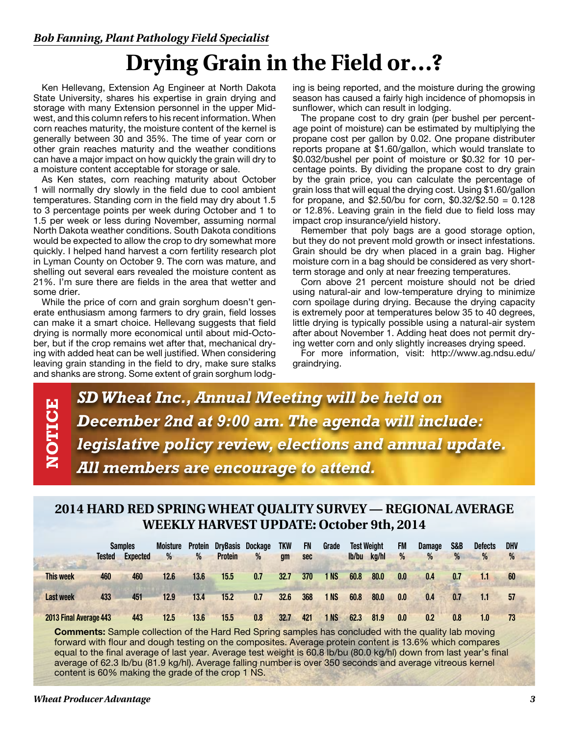*Bob Fanning, Plant Pathology Field Specialist*

# Drying Grain in the Field or…?

Ken Hellevang, Extension Ag Engineer at North Dakota State University, shares his expertise in grain drying and storage with many Extension personnel in the upper Midwest, and this column refers to his recent information. When corn reaches maturity, the moisture content of the kernel is generally between 30 and 35%. The time of year corn or other grain reaches maturity and the weather conditions can have a major impact on how quickly the grain will dry to a moisture content acceptable for storage or sale.

As Ken states, corn reaching maturity about October 1 will normally dry slowly in the field due to cool ambient temperatures. Standing corn in the field may dry about 1.5 to 3 percentage points per week during October and 1 to 1.5 per week or less during November, assuming normal North Dakota weather conditions. South Dakota conditions would be expected to allow the crop to dry somewhat more quickly. I helped hand harvest a corn fertility research plot in Lyman County on October 9. The corn was mature, and shelling out several ears revealed the moisture content as 21%. I'm sure there are fields in the area that wetter and some drier.

While the price of corn and grain sorghum doesn't generate enthusiasm among farmers to dry grain, field losses can make it a smart choice. Hellevang suggests that field drying is normally more economical until about mid-October, but if the crop remains wet after that, mechanical drying with added heat can be well justified. When considering leaving grain standing in the field to dry, make sure stalks and shanks are strong. Some extent of grain sorghum lodging is being reported, and the moisture during the growing season has caused a fairly high incidence of phomopsis in sunflower, which can result in lodging.

The propane cost to dry grain (per bushel per percentage point of moisture) can be estimated by multiplying the propane cost per gallon by 0.02. One propane distributer reports propane at $1.60/gallon, which would translate to $0.032/bushel per point of moisture or $0.32 for 10 percentage points. By dividing the propane cost to dry grain by the grain price, you can calculate the percentage of grain loss that will equal the drying cost. Using $1.60/gallon for propane, and $2.50/bu for corn, $0.32/$2.50 = 0.128 or 12.8%. Leaving grain in the field due to field loss may impact crop insurance/yield history.

Remember that poly bags are a good storage option, but they do not prevent mold growth or insect infestations. Grain should be dry when placed in a grain bag. Higher moisture corn in a bag should be considered as very short-term storage and only at near freezing temperatures.

Corn above 21 percent moisture should not be dried using natural-air and low-temperature drying to minimize corn spoilage during drying. Because the drying capacity is extremely poor at temperatures below 35 to 40 degrees, little drying is typically possible using a natural-air system after about November 1. Adding heat does not permit drying wetter corn and only slightly increases drying speed.

For more information, visit: http://www.ag.ndsu.edu/graindrying.

**NOTICE**

***SD Wheat Inc., Annual Meeting will be held on December 2nd at 9:00 am. The agenda will include: legislative policy review, elections and annual update. All members are encourage to attend.***

## 2014 HARD RED SPRING WHEAT QUALITY SURVEY — REGIONAL AVERAGE
## WEEKLY HARVEST UPDATE: October 9th, 2014

| | Samples | | Moisture | Protein | DryBasis | Dockage | TKW | FN | Grade | Test Weight | | FM | Damage | S&B | Defects | DHV |
|---|---|---|---|---|---|---|---|---|---|---|---|---|---|---|---|---|
| | Tested | Expected | % | % | Protein | % | gm | sec | | lb/bu | kg/hl | % | % | % | % | % |
| This week | 460 | 460 | 12.6 | 13.6 | 15.5 | 0.7 | 32.7 | 370 | 1 NS | 60.8 | 80.0 | 0.0 | 0.4 | 0.7 | 1.1 | 60 |
| Last week | 433 | 451 | 12.9 | 13.4 | 15.2 | 0.7 | 32.6 | 368 | 1 NS | 60.8 | 80.0 | 0.0 | 0.4 | 0.7 | 1.1 | 57 |
| 2013 Final Average | 443 | 443 | 12.5 | 13.6 | 15.5 | 0.8 | 32.7 | 421 | 1 NS | 62.3 | 81.9 | 0.0 | 0.2 | 0.8 | 1.0 | 73 |

**Comments:** Sample collection of the Hard Red Spring samples has concluded with the quality lab moving forward with flour and dough testing on the composites. Average protein content is 13.6% which compares equal to the final average of last year. Average test weight is 60.8 lb/bu (80.0 kg/hl) down from last year's final average of 62.3 lb/bu (81.9 kg/hl). Average falling number is over 350 seconds and average vitreous kernel content is 60% making the grade of the crop 1 NS.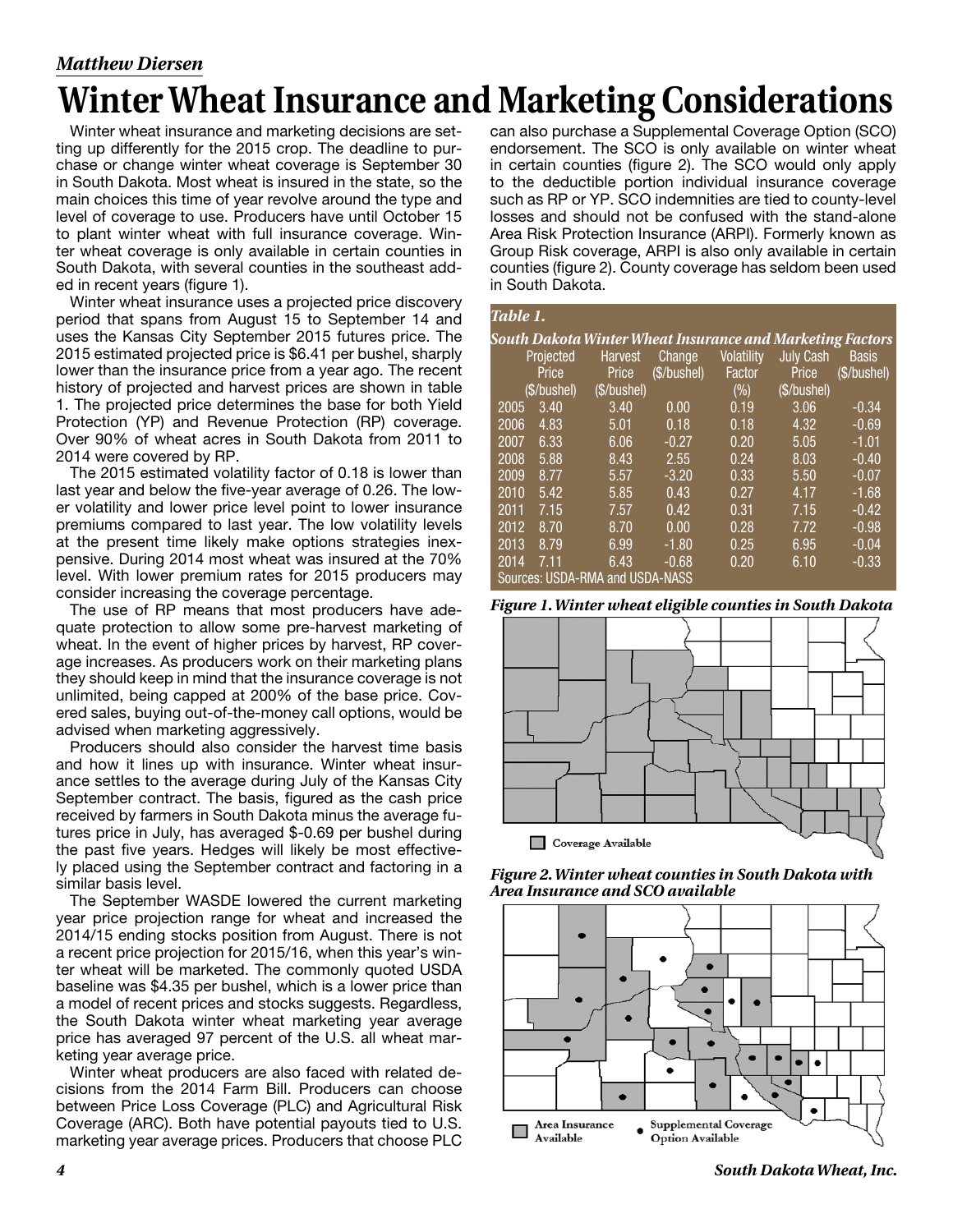*Matthew Diersen*

# Winter Wheat Insurance and Marketing Considerations

Winter wheat insurance and marketing decisions are setting up differently for the 2015 crop. The deadline to purchase or change winter wheat coverage is September 30 in South Dakota. Most wheat is insured in the state, so the main choices this time of year revolve around the type and level of coverage to use. Producers have until October 15 to plant winter wheat with full insurance coverage. Winter wheat coverage is only available in certain counties in South Dakota, with several counties in the southeast added in recent years (figure 1).

Winter wheat insurance uses a projected price discovery period that spans from August 15 to September 14 and uses the Kansas City September 2015 futures price. The 2015 estimated projected price is $6.41 per bushel, sharply lower than the insurance price from a year ago. The recent history of projected and harvest prices are shown in table 1. The projected price determines the base for both Yield Protection (YP) and Revenue Protection (RP) coverage. Over 90% of wheat acres in South Dakota from 2011 to 2014 were covered by RP.

The 2015 estimated volatility factor of 0.18 is lower than last year and below the five-year average of 0.26. The lower volatility and lower price level point to lower insurance premiums compared to last year. The low volatility levels at the present time likely make options strategies inexpensive. During 2014 most wheat was insured at the 70% level. With lower premium rates for 2015 producers may consider increasing the coverage percentage.

The use of RP means that most producers have adequate protection to allow some pre-harvest marketing of wheat. In the event of higher prices by harvest, RP coverage increases. As producers work on their marketing plans they should keep in mind that the insurance coverage is not unlimited, being capped at 200% of the base price. Covered sales, buying out-of-the-money call options, would be advised when marketing aggressively.

Producers should also consider the harvest time basis and how it lines up with insurance. Winter wheat insurance settles to the average during July of the Kansas City September contract. The basis, figured as the cash price received by farmers in South Dakota minus the average futures price in July, has averaged $-0.69 per bushel during the past five years. Hedges will likely be most effectively placed using the September contract and factoring in a similar basis level.

The September WASDE lowered the current marketing year price projection range for wheat and increased the 2014/15 ending stocks position from August. There is not a recent price projection for 2015/16, when this year's winter wheat will be marketed. The commonly quoted USDA baseline was $4.35 per bushel, which is a lower price than a model of recent prices and stocks suggests. Regardless, the South Dakota winter wheat marketing year average price has averaged 97 percent of the U.S. all wheat marketing year average price.

Winter wheat producers are also faced with related decisions from the 2014 Farm Bill. Producers can choose between Price Loss Coverage (PLC) and Agricultural Risk Coverage (ARC). Both have potential payouts tied to U.S. marketing year average prices. Producers that choose PLC can also purchase a Supplemental Coverage Option (SCO) endorsement. The SCO is only available on winter wheat in certain counties (figure 2). The SCO would only apply to the deductible portion individual insurance coverage such as RP or YP. SCO indemnities are tied to county-level losses and should not be confused with the stand-alone Area Risk Protection Insurance (ARPI). Formerly known as Group Risk coverage, ARPI is also only available in certain counties (figure 2). County coverage has seldom been used in South Dakota.

*Table 1.*

*South Dakota Winter Wheat Insurance and Marketing Factors*

| | Projected Price ($/bushel) | Harvest Price ($/bushel) | Change ($/bushel) | Volatility Factor (%) | July Cash Price ($/bushel) | Basis ($/bushel) |
|---|---|---|---|---|---|---|
| 2005 | 3.40 | 3.40 | 0.00 | 0.19 | 3.06 | -0.34 |
| 2006 | 4.83 | 5.01 | 0.18 | 0.18 | 4.32 | -0.69 |
| 2007 | 6.33 | 6.06 | -0.27 | 0.20 | 5.05 | -1.01 |
| 2008 | 5.88 | 8.43 | 2.55 | 0.24 | 8.03 | -0.40 |
| 2009 | 8.77 | 5.57 | -3.20 | 0.33 | 5.50 | -0.07 |
| 2010 | 5.42 | 5.85 | 0.43 | 0.27 | 4.17 | -1.68 |
| 2011 | 7.15 | 7.57 | 0.42 | 0.31 | 7.15 | -0.42 |
| 2012 | 8.70 | 8.70 | 0.00 | 0.28 | 7.72 | -0.98 |
| 2013 | 8.79 | 6.99 | -1.80 | 0.25 | 6.95 | -0.04 |
| 2014 | 7.11 | 6.43 | -0.68 | 0.20 | 6.10 | -0.33 |

Sources: USDA-RMA and USDA-NASS

*Figure 1. Winter wheat eligible counties in South Dakota*

Coverage Available

*Figure 2. Winter wheat counties in South Dakota with Area Insurance and SCO available*

Area Insurance Available • Supplemental Coverage Option Available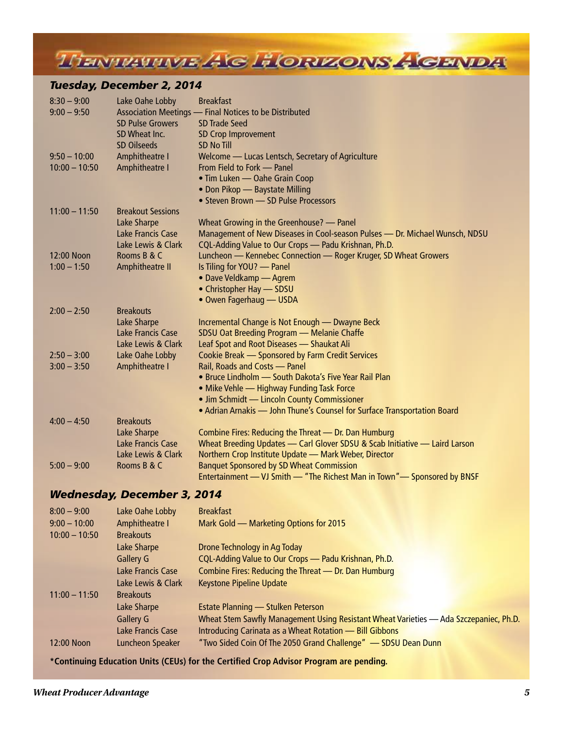# Tentative Ag Horizons Agenda

## *Tuesday, December 2, 2014*

| | | |
|---|---|---|
| 8:30 – 9:00 | Lake Oahe Lobby | Breakfast |
| 9:00 – 9:50 | Association Meetings — Final Notices to be Distributed | |
| | SD Pulse Growers | SD Trade Seed |
| | SD Wheat Inc. | SD Crop Improvement |
| | SD Oilseeds | SD No Till |
| 9:50 – 10:00 | Amphitheatre I | Welcome — Lucas Lentsch, Secretary of Agriculture |
| 10:00 – 10:50 | Amphitheatre I | From Field to Fork — Panel<br>• Tim Luken — Oahe Grain Coop<br>• Don Pikop — Baystate Milling<br>• Steven Brown — SD Pulse Processors |
| 11:00 – 11:50 | Breakout Sessions | |
| | Lake Sharpe | Wheat Growing in the Greenhouse? — Panel |
| | Lake Francis Case | Management of New Diseases in Cool-season Pulses — Dr. Michael Wunsch, NDSU |
| | Lake Lewis & Clark | CQL-Adding Value to Our Crops — Padu Krishnan, Ph.D. |
| 12:00 Noon | Rooms B & C | Luncheon — Kennebec Connection — Roger Kruger, SD Wheat Growers |
| 1:00 – 1:50 | Amphitheatre II | Is Tiling for YOU? — Panel<br>• Dave Veldkamp — Agrem<br>• Christopher Hay — SDSU<br>• Owen Fagerhaug — USDA |
| 2:00 – 2:50 | Breakouts | |
| | Lake Sharpe | Incremental Change is Not Enough — Dwayne Beck |
| | Lake Francis Case | SDSU Oat Breeding Program — Melanie Chaffe |
| | Lake Lewis & Clark | Leaf Spot and Root Diseases — Shaukat Ali |
| 2:50 – 3:00 | Lake Oahe Lobby | Cookie Break — Sponsored by Farm Credit Services |
| 3:00 – 3:50 | Amphitheatre I | Rail, Roads and Costs — Panel<br>• Bruce Lindholm — South Dakota's Five Year Rail Plan<br>• Mike Vehle — Highway Funding Task Force<br>• Jim Schmidt — Lincoln County Commissioner<br>• Adrian Arnakis — John Thune's Counsel for Surface Transportation Board |
| 4:00 – 4:50 | Breakouts | |
| | Lake Sharpe | Combine Fires: Reducing the Threat — Dr. Dan Humburg |
| | Lake Francis Case | Wheat Breeding Updates — Carl Glover SDSU & Scab Initiative — Laird Larson |
| | Lake Lewis & Clark | Northern Crop Institute Update — Mark Weber, Director |
| 5:00 – 9:00 | Rooms B & C | Banquet Sponsored by SD Wheat Commission<br>Entertainment — VJ Smith — "The Richest Man in Town"— Sponsored by BNSF |

## *Wednesday, December 3, 2014*

| | | |
|---|---|---|
| 8:00 – 9:00 | Lake Oahe Lobby | Breakfast |
| 9:00 – 10:00 | Amphitheatre I | Mark Gold — Marketing Options for 2015 |
| 10:00 – 10:50 | Breakouts | |
| | Lake Sharpe | Drone Technology in Ag Today |
| | Gallery G | CQL-Adding Value to Our Crops — Padu Krishnan, Ph.D. |
| | Lake Francis Case | Combine Fires: Reducing the Threat — Dr. Dan Humburg |
| | Lake Lewis & Clark | Keystone Pipeline Update |
| 11:00 – 11:50 | Breakouts | |
| | Lake Sharpe | Estate Planning — Stulken Peterson |
| | Gallery G | Wheat Stem Sawfly Management Using Resistant Wheat Varieties — Ada Szczepaniec, Ph.D. |
| | Lake Francis Case | Introducing Carinata as a Wheat Rotation — Bill Gibbons |
| 12:00 Noon | Luncheon Speaker | "Two Sided Coin Of The 2050 Grand Challenge" — SDSU Dean Dunn |

**\*Continuing Education Units (CEUs) for the Certified Crop Advisor Program are pending.**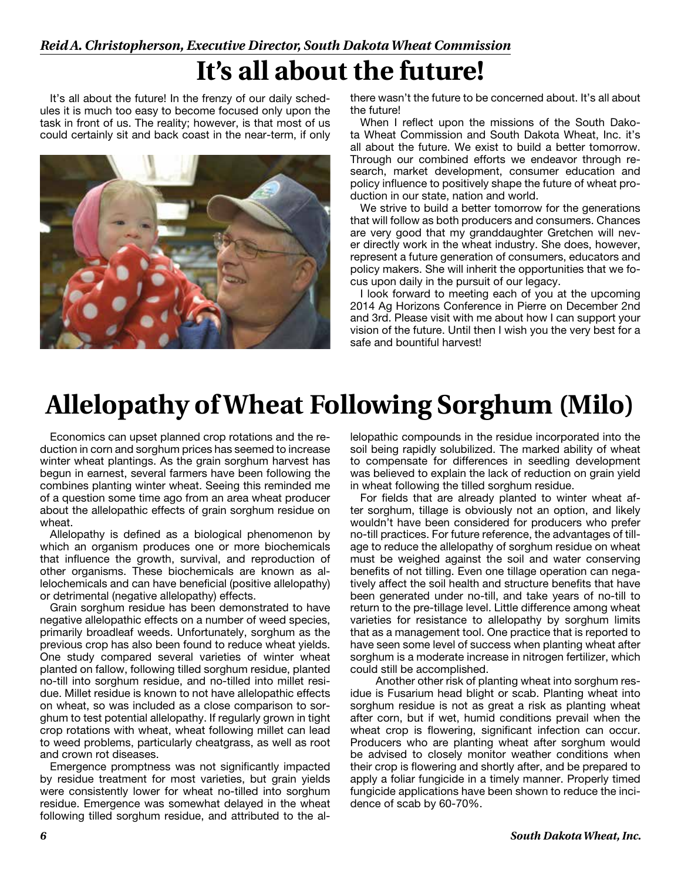*Reid A. Christopherson, Executive Director, South Dakota Wheat Commission*

# It's all about the future!

It's all about the future! In the frenzy of our daily schedules it is much too easy to become focused only upon the task in front of us. The reality; however, is that most of us could certainly sit and back coast in the near-term, if only there wasn't the future to be concerned about. It's all about the future!

When I reflect upon the missions of the South Dakota Wheat Commission and South Dakota Wheat, Inc. it's all about the future. We exist to build a better tomorrow. Through our combined efforts we endeavor through research, market development, consumer education and policy influence to positively shape the future of wheat production in our state, nation and world.

We strive to build a better tomorrow for the generations that will follow as both producers and consumers. Chances are very good that my granddaughter Gretchen will never directly work in the wheat industry. She does, however, represent a future generation of consumers, educators and policy makers. She will inherit the opportunities that we focus upon daily in the pursuit of our legacy.

I look forward to meeting each of you at the upcoming 2014 Ag Horizons Conference in Pierre on December 2nd and 3rd. Please visit with me about how I can support your vision of the future. Until then I wish you the very best for a safe and bountiful harvest!

# Allelopathy of Wheat Following Sorghum (Milo)

Economics can upset planned crop rotations and the reduction in corn and sorghum prices has seemed to increase winter wheat plantings. As the grain sorghum harvest has begun in earnest, several farmers have been following the combines planting winter wheat. Seeing this reminded me of a question some time ago from an area wheat producer about the allelopathic effects of grain sorghum residue on wheat.

Allelopathy is defined as a biological phenomenon by which an organism produces one or more biochemicals that influence the growth, survival, and reproduction of other organisms. These biochemicals are known as allelochemicals and can have beneficial (positive allelopathy) or detrimental (negative allelopathy) effects.

Grain sorghum residue has been demonstrated to have negative allelopathic effects on a number of weed species, primarily broadleaf weeds. Unfortunately, sorghum as the previous crop has also been found to reduce wheat yields. One study compared several varieties of winter wheat planted on fallow, following tilled sorghum residue, planted no-till into sorghum residue, and no-tilled into millet residue. Millet residue is known to not have allelopathic effects on wheat, so was included as a close comparison to sorghum to test potential allelopathy. If regularly grown in tight crop rotations with wheat, wheat following millet can lead to weed problems, particularly cheatgrass, as well as root and crown rot diseases.

Emergence promptness was not significantly impacted by residue treatment for most varieties, but grain yields were consistently lower for wheat no-tilled into sorghum residue. Emergence was somewhat delayed in the wheat following tilled sorghum residue, and attributed to the allelopathic compounds in the residue incorporated into the soil being rapidly solubilized. The marked ability of wheat to compensate for differences in seedling development was believed to explain the lack of reduction on grain yield in wheat following the tilled sorghum residue.

For fields that are already planted to winter wheat after sorghum, tillage is obviously not an option, and likely wouldn't have been considered for producers who prefer no-till practices. For future reference, the advantages of tillage to reduce the allelopathy of sorghum residue on wheat must be weighed against the soil and water conserving benefits of not tilling. Even one tillage operation can negatively affect the soil health and structure benefits that have been generated under no-till, and take years of no-till to return to the pre-tillage level. Little difference among wheat varieties for resistance to allelopathy by sorghum limits that as a management tool. One practice that is reported to have seen some level of success when planting wheat after sorghum is a moderate increase in nitrogen fertilizer, which could still be accomplished.

Another other risk of planting wheat into sorghum residue is Fusarium head blight or scab. Planting wheat into sorghum residue is not as great a risk as planting wheat after corn, but if wet, humid conditions prevail when the wheat crop is flowering, significant infection can occur. Producers who are planting wheat after sorghum would be advised to closely monitor weather conditions when their crop is flowering and shortly after, and be prepared to apply a foliar fungicide in a timely manner. Properly timed fungicide applications have been shown to reduce the incidence of scab by 60-70%.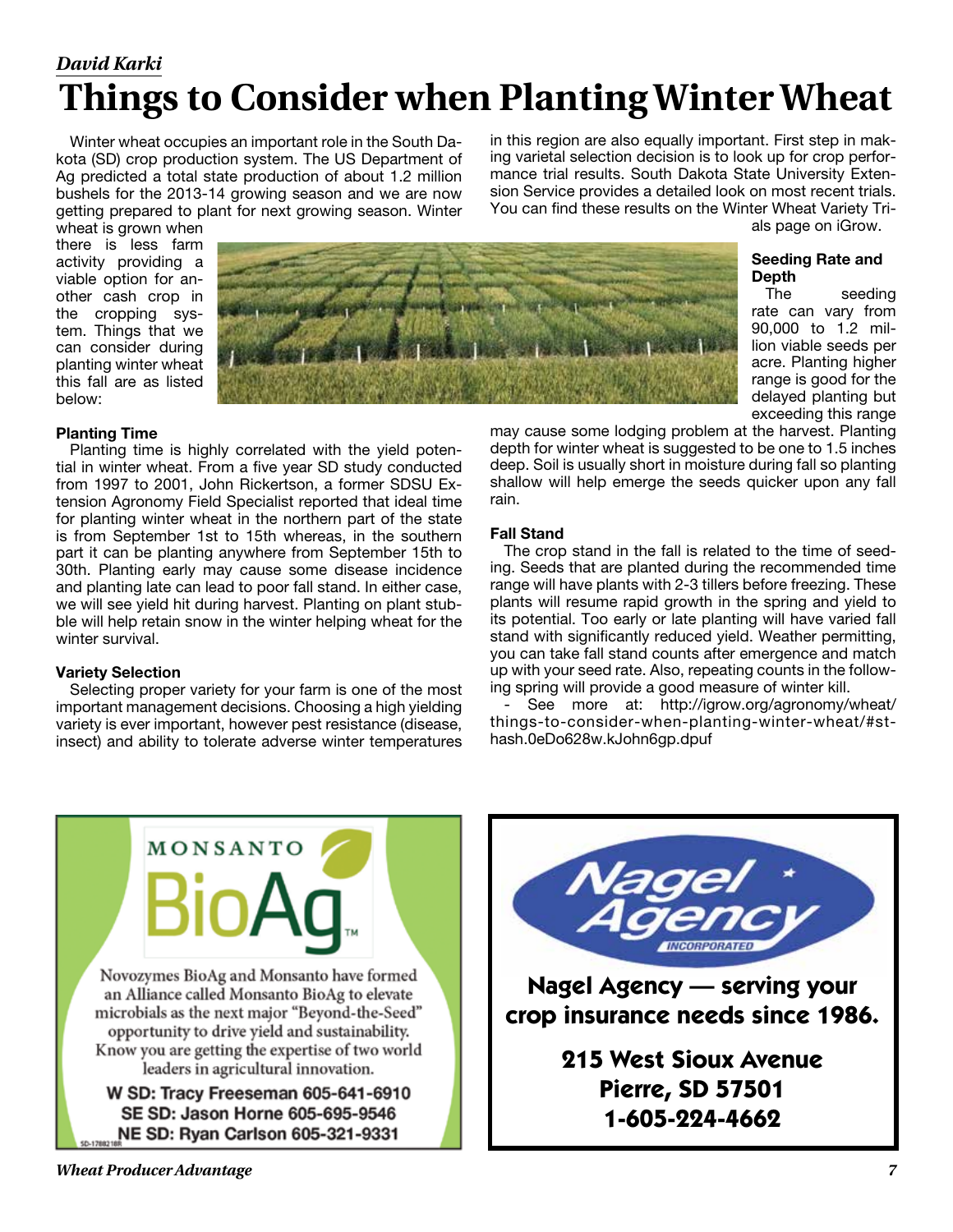*David Karki*

# Things to Consider when Planting Winter Wheat

Winter wheat occupies an important role in the South Dakota (SD) crop production system. The US Department of Ag predicted a total state production of about 1.2 million bushels for the 2013-14 growing season and we are now getting prepared to plant for next growing season. Winter wheat is grown when there is less farm activity providing a viable option for another cash crop in the cropping system. Things that we can consider during planting winter wheat this fall are as listed below:

### Planting Time

Planting time is highly correlated with the yield potential in winter wheat. From a five year SD study conducted from 1997 to 2001, John Rickertson, a former SDSU Extension Agronomy Field Specialist reported that ideal time for planting winter wheat in the northern part of the state is from September 1st to 15th whereas, in the southern part it can be planting anywhere from September 15th to 30th. Planting early may cause some disease incidence and planting late can lead to poor fall stand. In either case, we will see yield hit during harvest. Planting on plant stubble will help retain snow in the winter helping wheat for the winter survival.

### Variety Selection

Selecting proper variety for your farm is one of the most important management decisions. Choosing a high yielding variety is ever important, however pest resistance (disease, insect) and ability to tolerate adverse winter temperatures in this region are also equally important. First step in making varietal selection decision is to look up for crop performance trial results. South Dakota State University Extension Service provides a detailed look on most recent trials. You can find these results on the Winter Wheat Variety Trials page on iGrow.

### Seeding Rate and Depth

The seeding rate can vary from 90,000 to 1.2 million viable seeds per acre. Planting higher range is good for the delayed planting but exceeding this range may cause some lodging problem at the harvest. Planting depth for winter wheat is suggested to be one to 1.5 inches deep. Soil is usually short in moisture during fall so planting shallow will help emerge the seeds quicker upon any fall rain.

### Fall Stand

The crop stand in the fall is related to the time of seeding. Seeds that are planted during the recommended time range will have plants with 2-3 tillers before freezing. These plants will resume rapid growth in the spring and yield to its potential. Too early or late planting will have varied fall stand with significantly reduced yield. Weather permitting, you can take fall stand counts after emergence and match up with your seed rate. Also, repeating counts in the following spring will provide a good measure of winter kill.

- See more at: http://igrow.org/agronomy/wheat/things-to-consider-when-planting-winter-wheat/#sthash.0eDo628w.kJohn6gp.dpuf

---

**MONSANTO BioAg™**

Novozymes BioAg and Monsanto have formed an Alliance called Monsanto BioAg to elevate microbials as the next major "Beyond-the-Seed" opportunity to drive yield and sustainability. Know you are getting the expertise of two world leaders in agricultural innovation.

**W SD: Tracy Freeseman 605-641-6910**
**SE SD: Jason Horne 605-695-9546**
**NE SD: Ryan Carlson 605-321-9331**

---

**Nagel Agency INCORPORATED**

**Nagel Agency — serving your crop insurance needs since 1986.**

**215 West Sioux Avenue**
**Pierre, SD 57501**
**1-605-224-4662**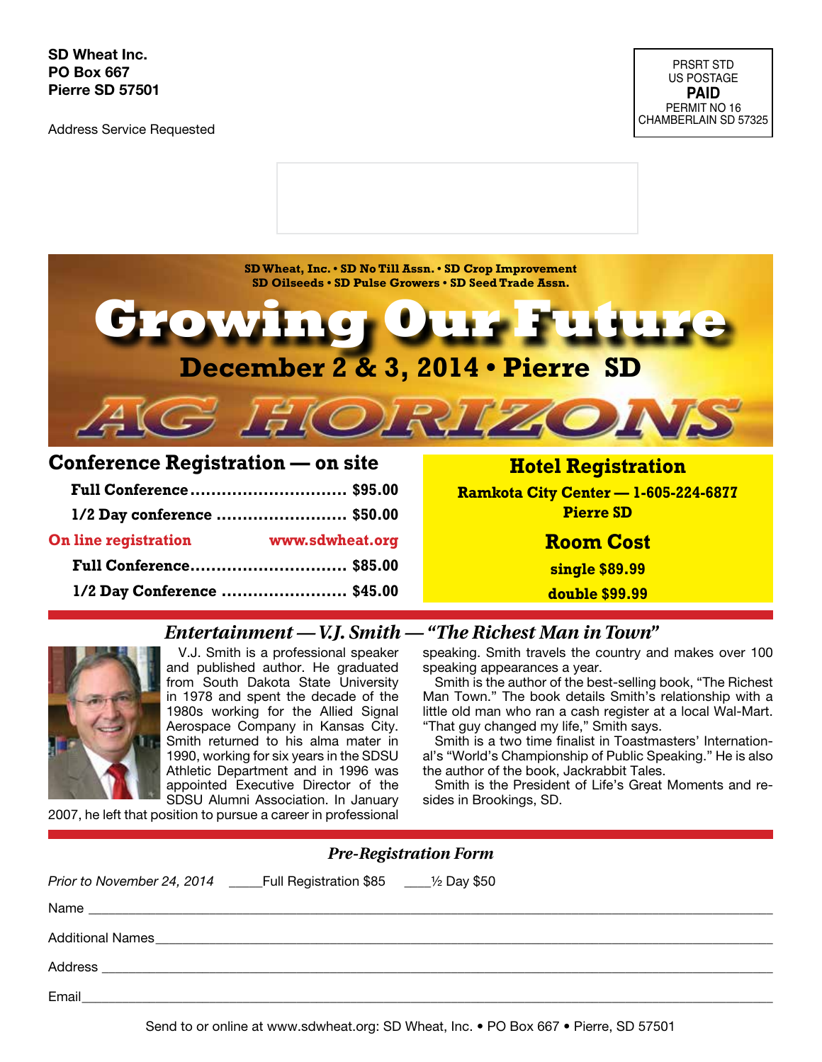**SD Wheat Inc.**
**PO Box 667**
**Pierre SD 57501**

Address Service Requested

PRSRT STD
US POSTAGE
**PAID**
PERMIT NO 16
CHAMBERLAIN SD 57325

**SD Wheat, Inc. • SD No Till Assn. • SD Crop Improvement**
**SD Oilseeds • SD Pulse Growers • SD Seed Trade Assn.**

# Growing Our Future

## December 2 & 3, 2014 • Pierre SD

# AG HORIZONS

## Conference Registration — on site

| | |
|---|---|
| **Full Conference** | **$95.00** |
| **1/2 Day conference** | **$50.00** |
| **On line registration** | **www.sdwheat.org** |
| **Full Conference** | **$85.00** |
| **1/2 Day Conference** | **$45.00** |

## Hotel Registration

**Ramkota City Center — 1-605-224-6877**
**Pierre SD**

**Room Cost**

**single $89.99**

**double $99.99**

## *Entertainment — V.J. Smith — "The Richest Man in Town"*

V.J. Smith is a professional speaker and published author. He graduated from South Dakota State University in 1978 and spent the decade of the 1980s working for the Allied Signal Aerospace Company in Kansas City. Smith returned to his alma mater in 1990, working for six years in the SDSU Athletic Department and in 1996 was appointed Executive Director of the SDSU Alumni Association. In January 2007, he left that position to pursue a career in professional speaking. Smith travels the country and makes over 100 speaking appearances a year.

Smith is the author of the best-selling book, "The Richest Man Town." The book details Smith's relationship with a little old man who ran a cash register at a local Wal-Mart. "That guy changed my life," Smith says.

Smith is a two time finalist in Toastmasters' International's "World's Championship of Public Speaking." He is also the author of the book, Jackrabbit Tales.

Smith is the President of Life's Great Moments and resides in Brookings, SD.

## *Pre-Registration Form*

*Prior to November 24, 2014* _____Full Registration $85 ____½ Day $50

Name ____________________________________________

Additional Names____________________________________________

Address ____________________________________________

Email____________________________________________

Send to or online at www.sdwheat.org: SD Wheat, Inc. • PO Box 667 • Pierre, SD 57501